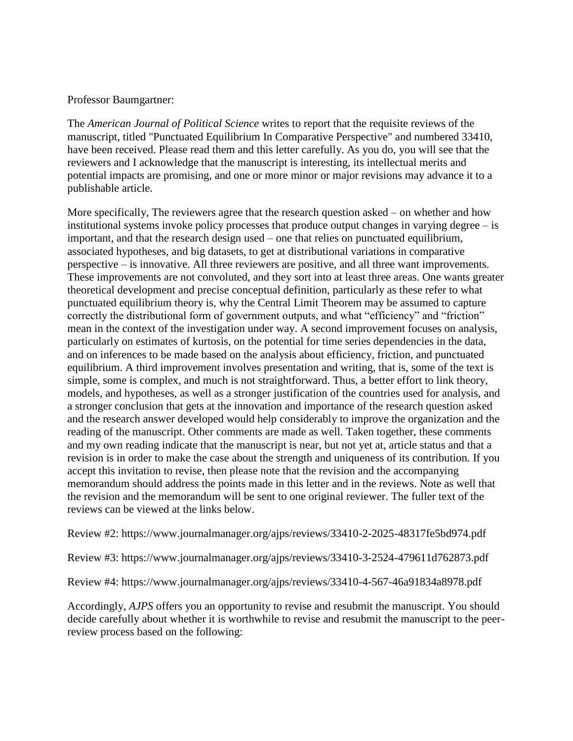Professor Baumgartner:

The *American Journal of Political Science* writes to report that the requisite reviews of the manuscript, titled "Punctuated Equilibrium In Comparative Perspective" and numbered 33410, have been received. Please read them and this letter carefully. As you do, you will see that the reviewers and I acknowledge that the manuscript is interesting, its intellectual merits and potential impacts are promising, and one or more minor or major revisions may advance it to a publishable article.

More specifically, The reviewers agree that the research question asked – on whether and how institutional systems invoke policy processes that produce output changes in varying degree – is important, and that the research design used – one that relies on punctuated equilibrium, associated hypotheses, and big datasets, to get at distributional variations in comparative perspective – is innovative. All three reviewers are positive, and all three want improvements. These improvements are not convoluted, and they sort into at least three areas. One wants greater theoretical development and precise conceptual definition, particularly as these refer to what punctuated equilibrium theory is, why the Central Limit Theorem may be assumed to capture correctly the distributional form of government outputs, and what "efficiency" and "friction" mean in the context of the investigation under way. A second improvement focuses on analysis, particularly on estimates of kurtosis, on the potential for time series dependencies in the data, and on inferences to be made based on the analysis about efficiency, friction, and punctuated equilibrium. A third improvement involves presentation and writing, that is, some of the text is simple, some is complex, and much is not straightforward. Thus, a better effort to link theory, models, and hypotheses, as well as a stronger justification of the countries used for analysis, and a stronger conclusion that gets at the innovation and importance of the research question asked and the research answer developed would help considerably to improve the organization and the reading of the manuscript. Other comments are made as well. Taken together, these comments and my own reading indicate that the manuscript is near, but not yet at, article status and that a revision is in order to make the case about the strength and uniqueness of its contribution. If you accept this invitation to revise, then please note that the revision and the accompanying memorandum should address the points made in this letter and in the reviews. Note as well that the revision and the memorandum will be sent to one original reviewer. The fuller text of the reviews can be viewed at the links below.

Review #2: https://www.journalmanager.org/ajps/reviews/33410-2-2025-48317fe5bd974.pdf

Review #3: https://www.journalmanager.org/ajps/reviews/33410-3-2524-479611d762873.pdf

Review #4: https://www.journalmanager.org/ajps/reviews/33410-4-567-46a91834a8978.pdf

Accordingly, *AJPS* offers you an opportunity to revise and resubmit the manuscript. You should decide carefully about whether it is worthwhile to revise and resubmit the manuscript to the peer-review process based on the following: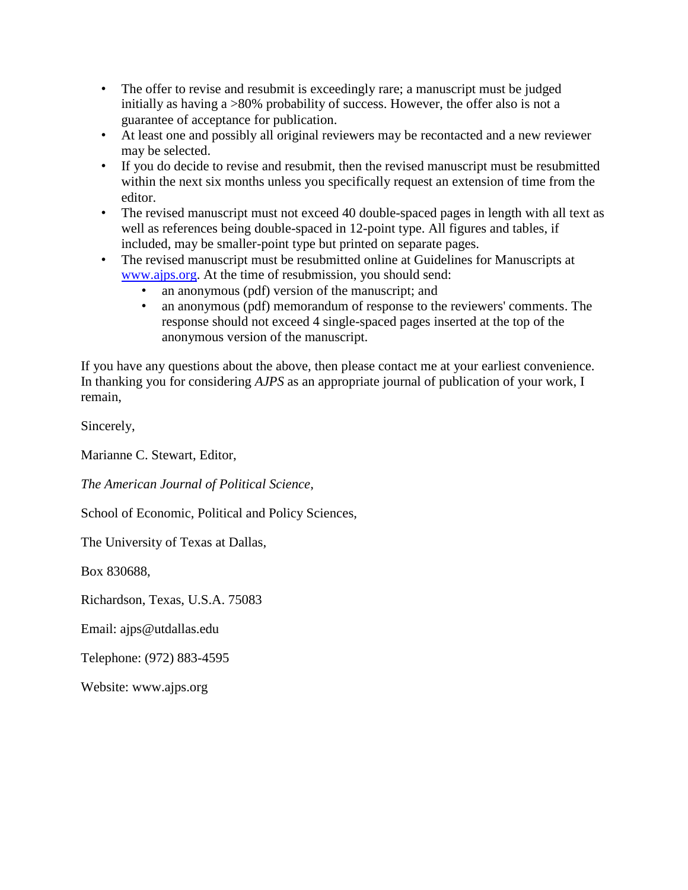- The offer to revise and resubmit is exceedingly rare; a manuscript must be judged initially as having a >80% probability of success. However, the offer also is not a guarantee of acceptance for publication.
- At least one and possibly all original reviewers may be recontacted and a new reviewer may be selected.
- If you do decide to revise and resubmit, then the revised manuscript must be resubmitted within the next six months unless you specifically request an extension of time from the editor.
- The revised manuscript must not exceed 40 double-spaced pages in length with all text as well as references being double-spaced in 12-point type. All figures and tables, if included, may be smaller-point type but printed on separate pages.
- The revised manuscript must be resubmitted online at Guidelines for Manuscripts at [www.ajps.org](http://www.ajps.org). At the time of resubmission, you should send:
  - an anonymous (pdf) version of the manuscript; and
  - an anonymous (pdf) memorandum of response to the reviewers' comments. The response should not exceed 4 single-spaced pages inserted at the top of the anonymous version of the manuscript.

If you have any questions about the above, then please contact me at your earliest convenience. In thanking you for considering *AJPS* as an appropriate journal of publication of your work, I remain,

Sincerely,

Marianne C. Stewart, Editor,

*The American Journal of Political Science*,

School of Economic, Political and Policy Sciences,

The University of Texas at Dallas,

Box 830688,

Richardson, Texas, U.S.A. 75083

Email: ajps@utdallas.edu

Telephone: (972) 883-4595

Website: www.ajps.org